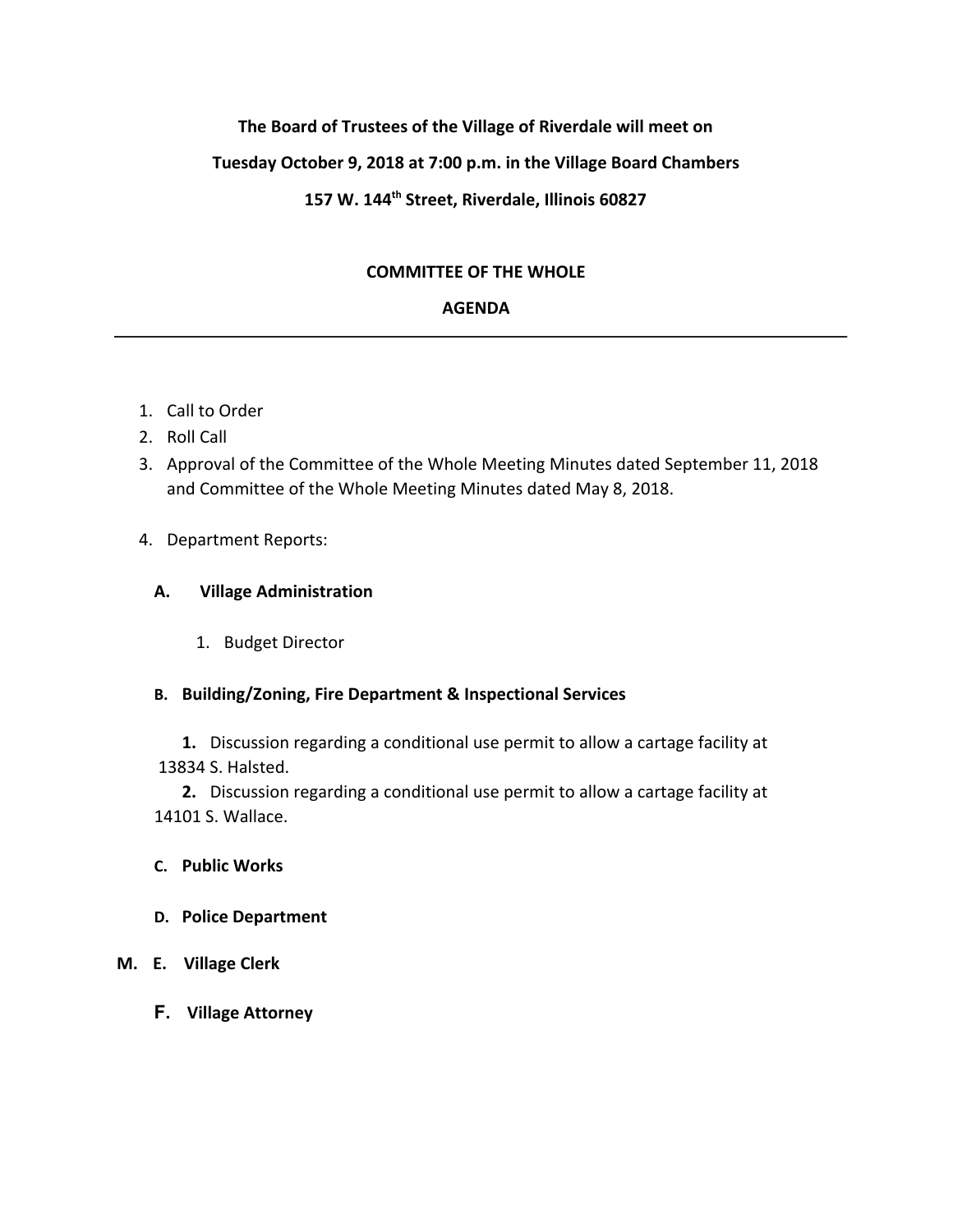**The Board of Trustees of the Village of Riverdale will meet on**

**Tuesday October 9, 2018 at 7:00 p.m. in the Village Board Chambers**

**157 W. 144th Street, Riverdale, Illinois 60827**

## COMMITTEE OF THE WHOLE

## AGENDA

---

1. Call to Order
2. Roll Call
3. Approval of the Committee of the Whole Meeting Minutes dated September 11, 2018 and Committee of the Whole Meeting Minutes dated May 8, 2018.
4. Department Reports:

   **A. Village Administration**

      1. Budget Director

   **B. Building/Zoning, Fire Department & Inspectional Services**

      **1.** Discussion regarding a conditional use permit to allow a cartage facility at 13834 S. Halsted.

      **2.** Discussion regarding a conditional use permit to allow a cartage facility at 14101 S. Wallace.

   **C. Public Works**

   **D. Police Department**

**M. E. Village Clerk**

   **F. Village Attorney**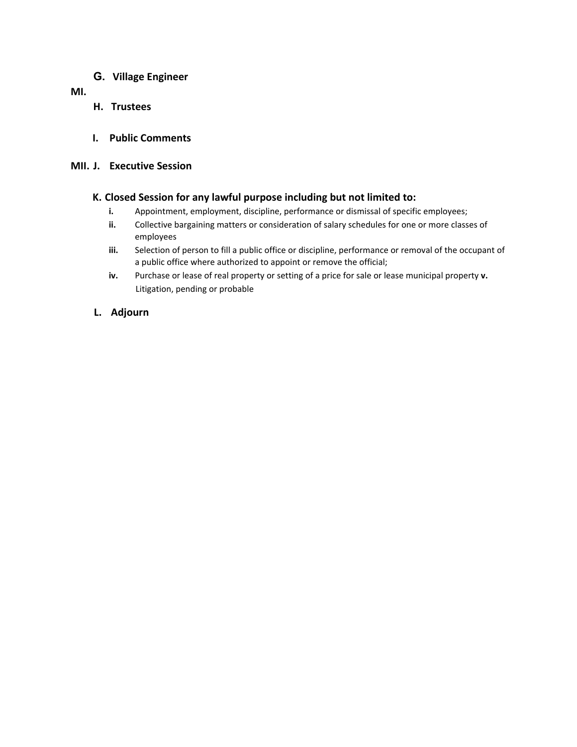G. **Village Engineer**

**MI.**

**H. Trustees**

**I. Public Comments**

**MII. J. Executive Session**

**K. Closed Session for any lawful purpose including but not limited to:**

- **i.** Appointment, employment, discipline, performance or dismissal of specific employees;
- **ii.** Collective bargaining matters or consideration of salary schedules for one or more classes of employees
- **iii.** Selection of person to fill a public office or discipline, performance or removal of the occupant of a public office where authorized to appoint or remove the official;
- **iv.** Purchase or lease of real property or setting of a price for sale or lease municipal property **v.** Litigation, pending or probable

**L. Adjourn**